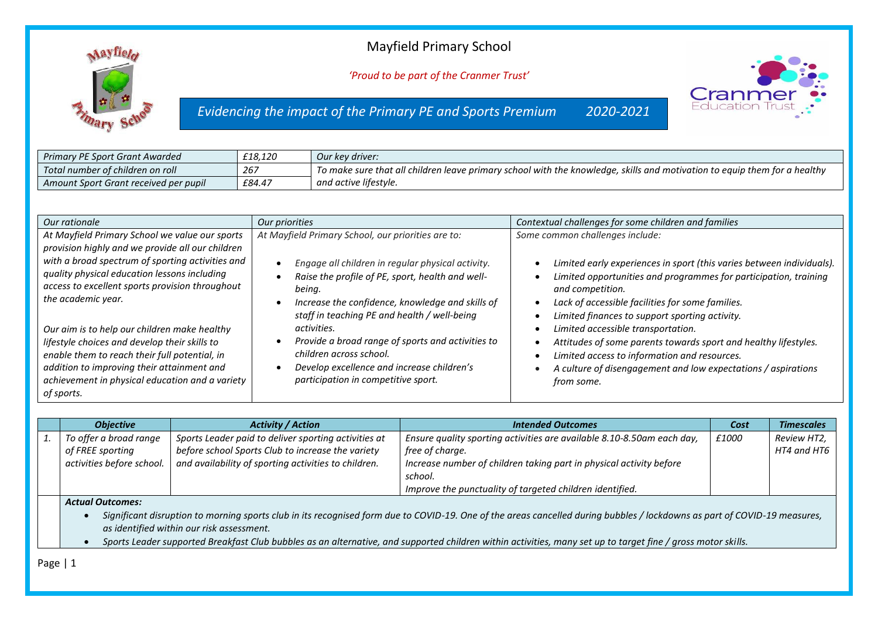# Mayfield Primary School

*'Proud to be part of the Cranmer Trust'*

## *Evidencing the impact of the Primary PE and Sports Premium 2020-2021*

| *Primary PE Sport Grant Awarded* | *£18,120* | *Our key driver:* |
|---|---|---|
| *Total number of children on roll* | *267* | *To make sure that all children leave primary school with the knowledge, skills and motivation to equip them for a healthy and active lifestyle.* |
| *Amount Sport Grant received per pupil* | *£84.47* | |

| *Our rationale* | *Our priorities* | *Contextual challenges for some children and families* |
|---|---|---|
| *At Mayfield Primary School we value our sports provision highly and we provide all our children with a broad spectrum of sporting activities and quality physical education lessons including access to excellent sports provision throughout the academic year.*<br><br>*Our aim is to help our children make healthy lifestyle choices and develop their skills to enable them to reach their full potential, in addition to improving their attainment and achievement in physical education and a variety of sports.* | *At Mayfield Primary School, our priorities are to:*<br>• *Engage all children in regular physical activity.*<br>• *Raise the profile of PE, sport, health and well-being.*<br>• *Increase the confidence, knowledge and skills of staff in teaching PE and health / well-being activities.*<br>• *Provide a broad range of sports and activities to children across school.*<br>• *Develop excellence and increase children's participation in competitive sport.* | *Some common challenges include:*<br>• *Limited early experiences in sport (this varies between individuals).*<br>• *Limited opportunities and programmes for participation, training and competition.*<br>• *Lack of accessible facilities for some families.*<br>• *Limited finances to support sporting activity.*<br>• *Limited accessible transportation.*<br>• *Attitudes of some parents towards sport and healthy lifestyles.*<br>• *Limited access to information and resources.*<br>• *A culture of disengagement and low expectations / aspirations from some.* |

| | ***Objective*** | ***Activity / Action*** | ***Intended Outcomes*** | ***Cost*** | ***Timescales*** |
|---|---|---|---|---|---|
| *1.* | *To offer a broad range of FREE sporting activities before school.* | *Sports Leader paid to deliver sporting activities at before school Sports Club to increase the variety and availability of sporting activities to children.* | *Ensure quality sporting activities are available 8.10-8.50am each day, free of charge.*<br>*Increase number of children taking part in physical activity before school.*<br>*Improve the punctuality of targeted children identified.* | *£1000* | *Review HT2, HT4 and HT6* |
| | ***Actual Outcomes:***<br>• *Significant disruption to morning sports club in its recognised form due to COVID-19. One of the areas cancelled during bubbles / lockdowns as part of COVID-19 measures, as identified within our risk assessment.*<br>• *Sports Leader supported Breakfast Club bubbles as an alternative, and supported children within activities, many set up to target fine / gross motor skills.* | | | | |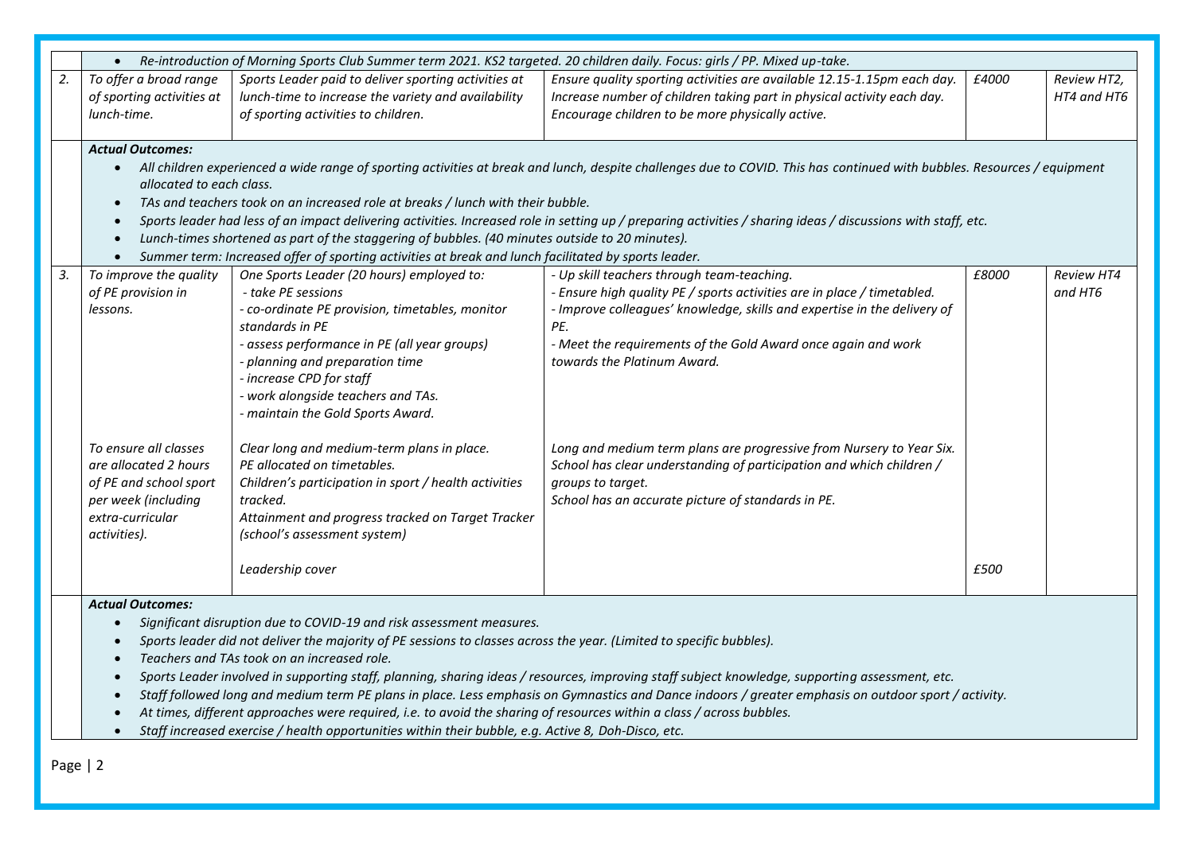| | | | | | |
|---|---|---|---|---|---|
| | • *Re-introduction of Morning Sports Club Summer term 2021. KS2 targeted. 20 children daily. Focus: girls / PP. Mixed up-take.* | | | | |
| *2.* | *To offer a broad range of sporting activities at lunch-time.* | *Sports Leader paid to deliver sporting activities at lunch-time to increase the variety and availability of sporting activities to children.* | *Ensure quality sporting activities are available 12.15-1.15pm each day. Increase number of children taking part in physical activity each day. Encourage children to be more physically active.* | *£4000* | *Review HT2, HT4 and HT6* |
| | ***Actual Outcomes:***<br>• *All children experienced a wide range of sporting activities at break and lunch, despite challenges due to COVID. This has continued with bubbles. Resources / equipment allocated to each class.*<br>• *TAs and teachers took on an increased role at breaks / lunch with their bubble.*<br>• *Sports leader had less of an impact delivering activities. Increased role in setting up / preparing activities / sharing ideas / discussions with staff, etc.*<br>• *Lunch-times shortened as part of the staggering of bubbles. (40 minutes outside to 20 minutes).*<br>• *Summer term: Increased offer of sporting activities at break and lunch facilitated by sports leader.* | | | | |
| *3.* | *To improve the quality of PE provision in lessons.* | *One Sports Leader (20 hours) employed to:*<br>*- take PE sessions*<br>*- co-ordinate PE provision, timetables, monitor standards in PE*<br>*- assess performance in PE (all year groups)*<br>*- planning and preparation time*<br>*- increase CPD for staff*<br>*- work alongside teachers and TAs.*<br>*- maintain the Gold Sports Award.* | *- Up skill teachers through team-teaching.*<br>*- Ensure high quality PE / sports activities are in place / timetabled.*<br>*- Improve colleagues' knowledge, skills and expertise in the delivery of PE.*<br>*- Meet the requirements of the Gold Award once again and work towards the Platinum Award.* | *£8000* | *Review HT4 and HT6* |
| | *To ensure all classes are allocated 2 hours of PE and school sport per week (including extra-curricular activities).* | *Clear long and medium-term plans in place.*<br>*PE allocated on timetables.*<br>*Children's participation in sport / health activities tracked.*<br>*Attainment and progress tracked on Target Tracker (school's assessment system)* | *Long and medium term plans are progressive from Nursery to Year Six.*<br>*School has clear understanding of participation and which children / groups to target.*<br>*School has an accurate picture of standards in PE.* | | |
| | | *Leadership cover* | | *£500* | |
| | ***Actual Outcomes:***<br>• *Significant disruption due to COVID-19 and risk assessment measures.*<br>• *Sports leader did not deliver the majority of PE sessions to classes across the year. (Limited to specific bubbles).*<br>• *Teachers and TAs took on an increased role.*<br>• *Sports Leader involved in supporting staff, planning, sharing ideas / resources, improving staff subject knowledge, supporting assessment, etc.*<br>• *Staff followed long and medium term PE plans in place. Less emphasis on Gymnastics and Dance indoors / greater emphasis on outdoor sport / activity.*<br>• *At times, different approaches were required, i.e. to avoid the sharing of resources within a class / across bubbles.*<br>• *Staff increased exercise / health opportunities within their bubble, e.g. Active 8, Doh-Disco, etc.* | | | | |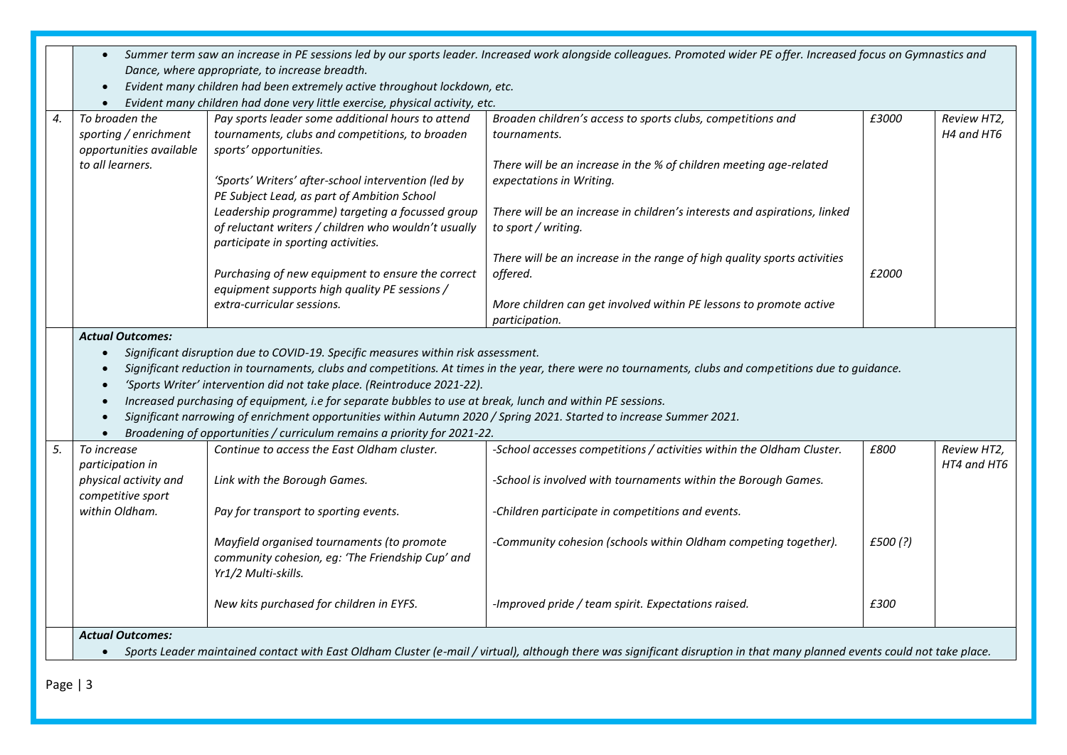| | | | | | |
|---|---|---|---|---|---|
| | • *Summer term saw an increase in PE sessions led by our sports leader. Increased work alongside colleagues. Promoted wider PE offer. Increased focus on Gymnastics and Dance, where appropriate, to increase breadth.*<br>• *Evident many children had been extremely active throughout lockdown, etc.*<br>• *Evident many children had done very little exercise, physical activity, etc.* | | | | |
| *4.* | *To broaden the sporting / enrichment opportunities available to all learners.* | *Pay sports leader some additional hours to attend tournaments, clubs and competitions, to broaden sports' opportunities.*<br><br>*'Sports' Writers' after-school intervention (led by PE Subject Lead, as part of Ambition School Leadership programme) targeting a focussed group of reluctant writers / children who wouldn't usually participate in sporting activities.*<br><br>*Purchasing of new equipment to ensure the correct equipment supports high quality PE sessions / extra-curricular sessions.* | *Broaden children's access to sports clubs, competitions and tournaments.*<br><br>*There will be an increase in the % of children meeting age-related expectations in Writing.*<br><br>*There will be an increase in children's interests and aspirations, linked to sport / writing.*<br><br>*There will be an increase in the range of high quality sports activities offered.*<br><br>*More children can get involved within PE lessons to promote active participation.* | *£3000*<br><br><br><br><br><br><br>*£2000* | *Review HT2, H4 and HT6* |
| | ***Actual Outcomes:***<br>• *Significant disruption due to COVID-19. Specific measures within risk assessment.*<br>• *Significant reduction in tournaments, clubs and competitions. At times in the year, there were no tournaments, clubs and competitions due to guidance.*<br>• *'Sports Writer' intervention did not take place. (Reintroduce 2021-22).*<br>• *Increased purchasing of equipment, i.e for separate bubbles to use at break, lunch and within PE sessions.*<br>• *Significant narrowing of enrichment opportunities within Autumn 2020 / Spring 2021. Started to increase Summer 2021.*<br>• *Broadening of opportunities / curriculum remains a priority for 2021-22.* | | | | |
| *5.* | *To increase participation in physical activity and competitive sport within Oldham.* | *Continue to access the East Oldham cluster.*<br><br>*Link with the Borough Games.*<br><br>*Pay for transport to sporting events.*<br><br>*Mayfield organised tournaments (to promote community cohesion, eg: 'The Friendship Cup' and Yr1/2 Multi-skills.*<br><br>*New kits purchased for children in EYFS.* | *-School accesses competitions / activities within the Oldham Cluster.*<br><br>*-School is involved with tournaments within the Borough Games.*<br><br>*-Children participate in competitions and events.*<br><br>*-Community cohesion (schools within Oldham competing together).*<br><br>*-Improved pride / team spirit. Expectations raised.* | *£800*<br><br><br><br><br><br>*£500 (?)*<br><br><br>*£300* | *Review HT2, HT4 and HT6* |
| | ***Actual Outcomes:***<br>• *Sports Leader maintained contact with East Oldham Cluster (e-mail / virtual), although there was significant disruption in that many planned events could not take place.* | | | | |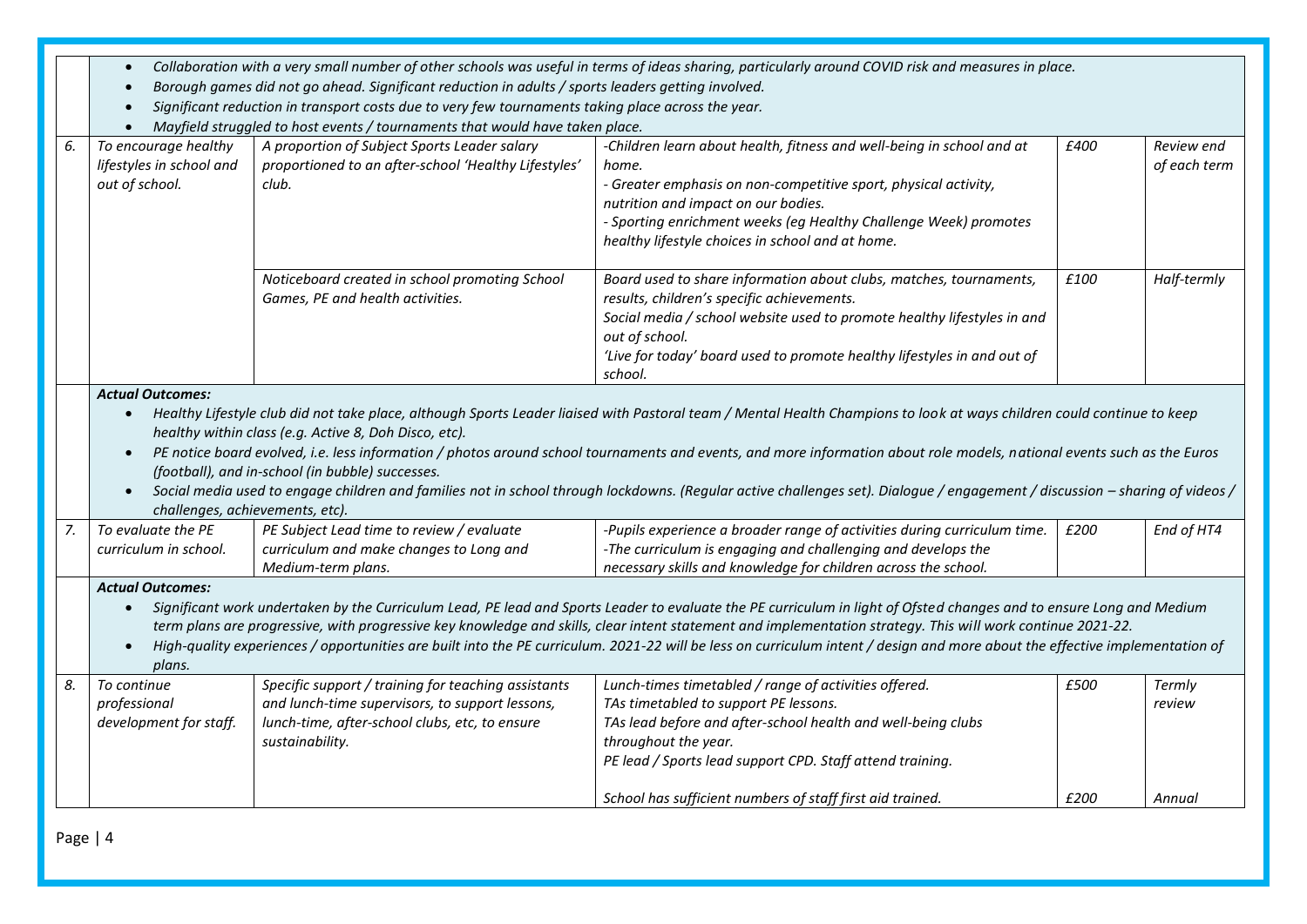| | | | | | |
|---|---|---|---|---|---|
| | <ul><li>*Collaboration with a very small number of other schools was useful in terms of ideas sharing, particularly around COVID risk and measures in place.*</li><li>*Borough games did not go ahead. Significant reduction in adults / sports leaders getting involved.*</li><li>*Significant reduction in transport costs due to very few tournaments taking place across the year.*</li><li>*Mayfield struggled to host events / tournaments that would have taken place.*</li></ul> | | | | |
| *6.* | *To encourage healthy lifestyles in school and out of school.* | *A proportion of Subject Sports Leader salary proportioned to an after-school 'Healthy Lifestyles' club.* | *-Children learn about health, fitness and well-being in school and at home.*<br>*- Greater emphasis on non-competitive sport, physical activity, nutrition and impact on our bodies.*<br>*- Sporting enrichment weeks (eg Healthy Challenge Week) promotes healthy lifestyle choices in school and at home.* | *£400* | *Review end of each term* |
| | | *Noticeboard created in school promoting School Games, PE and health activities.* | *Board used to share information about clubs, matches, tournaments, results, children's specific achievements.*<br>*Social media / school website used to promote healthy lifestyles in and out of school.*<br>*'Live for today' board used to promote healthy lifestyles in and out of school.* | *£100* | *Half-termly* |
| | ***Actual Outcomes:***<ul><li>*Healthy Lifestyle club did not take place, although Sports Leader liaised with Pastoral team / Mental Health Champions to look at ways children could continue to keep healthy within class (e.g. Active 8, Doh Disco, etc).*</li><li>*PE notice board evolved, i.e. less information / photos around school tournaments and events, and more information about role models, national events such as the Euros (football), and in-school (in bubble) successes.*</li><li>*Social media used to engage children and families not in school through lockdowns. (Regular active challenges set). Dialogue / engagement / discussion – sharing of videos / challenges, achievements, etc).*</li></ul> | | | | |
| *7.* | *To evaluate the PE curriculum in school.* | *PE Subject Lead time to review / evaluate curriculum and make changes to Long and Medium-term plans.* | *-Pupils experience a broader range of activities during curriculum time.*<br>*-The curriculum is engaging and challenging and develops the necessary skills and knowledge for children across the school.* | *£200* | *End of HT4* |
| | ***Actual Outcomes:***<ul><li>*Significant work undertaken by the Curriculum Lead, PE lead and Sports Leader to evaluate the PE curriculum in light of Ofsted changes and to ensure Long and Medium term plans are progressive, with progressive key knowledge and skills, clear intent statement and implementation strategy. This will work continue 2021-22.*</li><li>*High-quality experiences / opportunities are built into the PE curriculum. 2021-22 will be less on curriculum intent / design and more about the effective implementation of plans.*</li></ul> | | | | |
| *8.* | *To continue professional development for staff.* | *Specific support / training for teaching assistants and lunch-time supervisors, to support lessons, lunch-time, after-school clubs, etc, to ensure sustainability.* | *Lunch-times timetabled / range of activities offered.*<br>*TAs timetabled to support PE lessons.*<br>*TAs lead before and after-school health and well-being clubs throughout the year.*<br>*PE lead / Sports lead support CPD. Staff attend training.* | *£500* | *Termly review* |
| | | | *School has sufficient numbers of staff first aid trained.* | *£200* | *Annual* |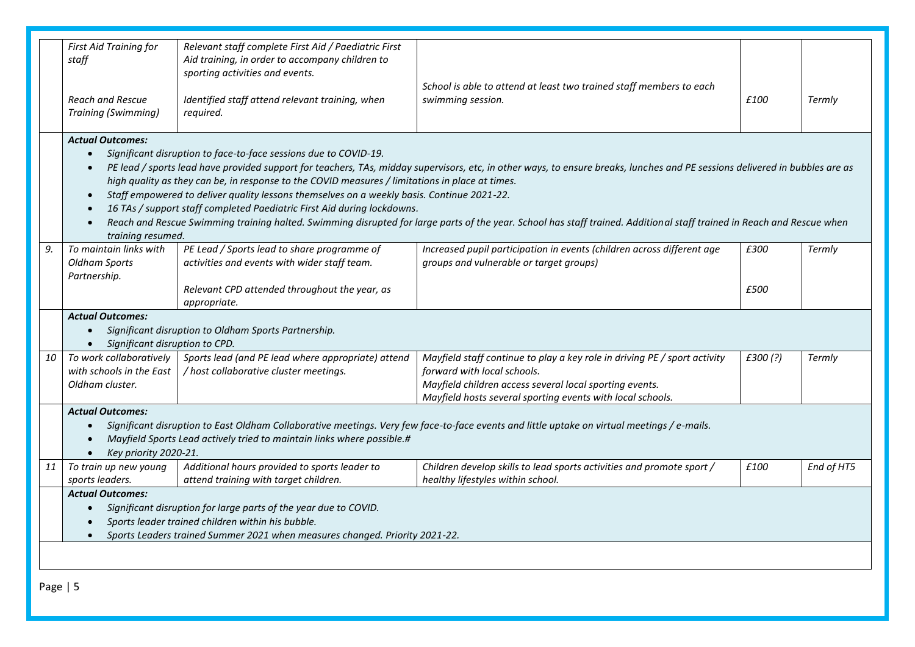| | | | | | |
|---|---|---|---|---|---|
| | *First Aid Training for staff*<br><br>*Reach and Rescue Training (Swimming)* | *Relevant staff complete First Aid / Paediatric First Aid training, in order to accompany children to sporting activities and events.*<br><br>*Identified staff attend relevant training, when required.* | *School is able to attend at least two trained staff members to each swimming session.* | *£100* | *Termly* |
| | ***Actual Outcomes:***<br>• *Significant disruption to face-to-face sessions due to COVID-19.*<br>• *PE lead / sports lead have provided support for teachers, TAs, midday supervisors, etc, in other ways, to ensure breaks, lunches and PE sessions delivered in bubbles are as high quality as they can be, in response to the COVID measures / limitations in place at times.*<br>• *Staff empowered to deliver quality lessons themselves on a weekly basis. Continue 2021-22.*<br>• *16 TAs / support staff completed Paediatric First Aid during lockdowns.*<br>• *Reach and Rescue Swimming training halted. Swimming disrupted for large parts of the year. School has staff trained. Additional staff trained in Reach and Rescue when training resumed.* | | | | |
| *9.* | *To maintain links with Oldham Sports Partnership.* | *PE Lead / Sports lead to share programme of activities and events with wider staff team.*<br><br>*Relevant CPD attended throughout the year, as appropriate.* | *Increased pupil participation in events (children across different age groups and vulnerable or target groups)* | *£300*<br><br>*£500* | *Termly* |
| | ***Actual Outcomes:***<br>• *Significant disruption to Oldham Sports Partnership.*<br>• *Significant disruption to CPD.* | | | | |
| *10* | *To work collaboratively with schools in the East Oldham cluster.* | *Sports lead (and PE lead where appropriate) attend / host collaborative cluster meetings.* | *Mayfield staff continue to play a key role in driving PE / sport activity forward with local schools.*<br>*Mayfield children access several local sporting events.*<br>*Mayfield hosts several sporting events with local schools.* | *£300 (?)* | *Termly* |
| | ***Actual Outcomes:***<br>• *Significant disruption to East Oldham Collaborative meetings. Very few face-to-face events and little uptake on virtual meetings / e-mails.*<br>• *Mayfield Sports Lead actively tried to maintain links where possible.#*<br>• *Key priority 2020-21.* | | | | |
| *11* | *To train up new young sports leaders.* | *Additional hours provided to sports leader to attend training with target children.* | *Children develop skills to lead sports activities and promote sport / healthy lifestyles within school.* | *£100* | *End of HT5* |
| | ***Actual Outcomes:***<br>• *Significant disruption for large parts of the year due to COVID.*<br>• *Sports leader trained children within his bubble.*<br>• *Sports Leaders trained Summer 2021 when measures changed. Priority 2021-22.* | | | | |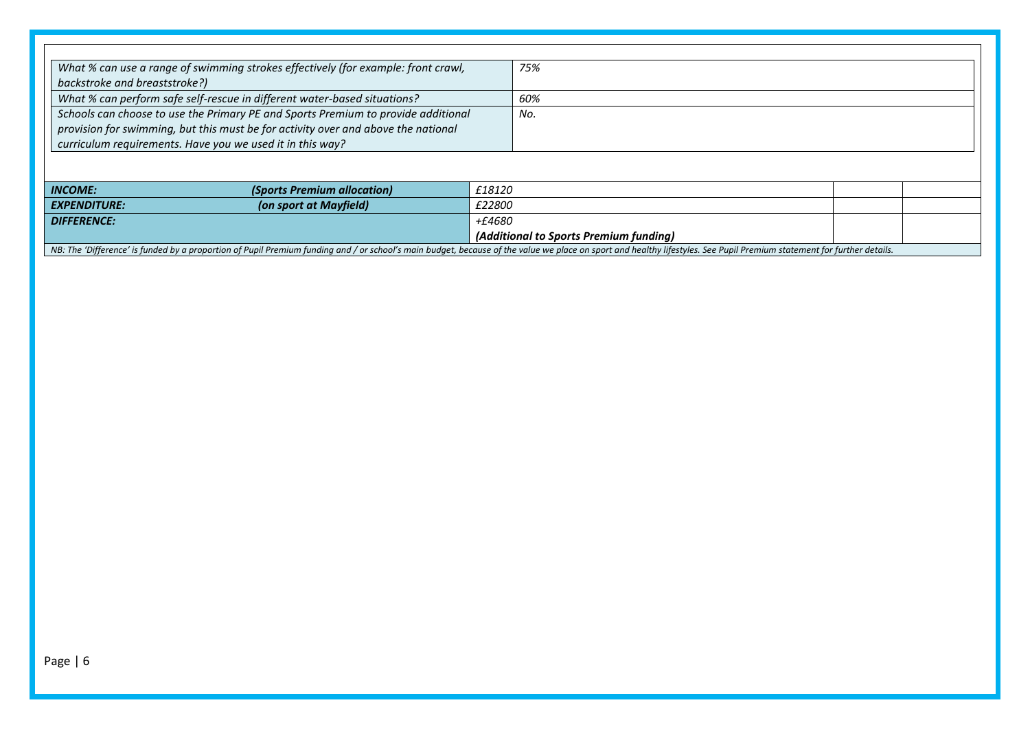| | |
|---|---|
| *What % can use a range of swimming strokes effectively (for example: front crawl, backstroke and breaststroke?)* | *75%* |
| *What % can perform safe self-rescue in different water-based situations?* | *60%* |
| *Schools can choose to use the Primary PE and Sports Premium to provide additional provision for swimming, but this must be for activity over and above the national curriculum requirements. Have you we used it in this way?* | *No.* |

| | | | | |
|---|---|---|---|---|
| ***INCOME:*** | ***(Sports Premium allocation)*** | *£18120* | | |
| ***EXPENDITURE:*** | ***(on sport at Mayfield)*** | *£22800* | | |
| ***DIFFERENCE:*** | | *+£4680* ***(Additional to Sports Premium funding)*** | | |

*NB: The 'Difference' is funded by a proportion of Pupil Premium funding and / or school's main budget, because of the value we place on sport and healthy lifestyles. See Pupil Premium statement for further details.*